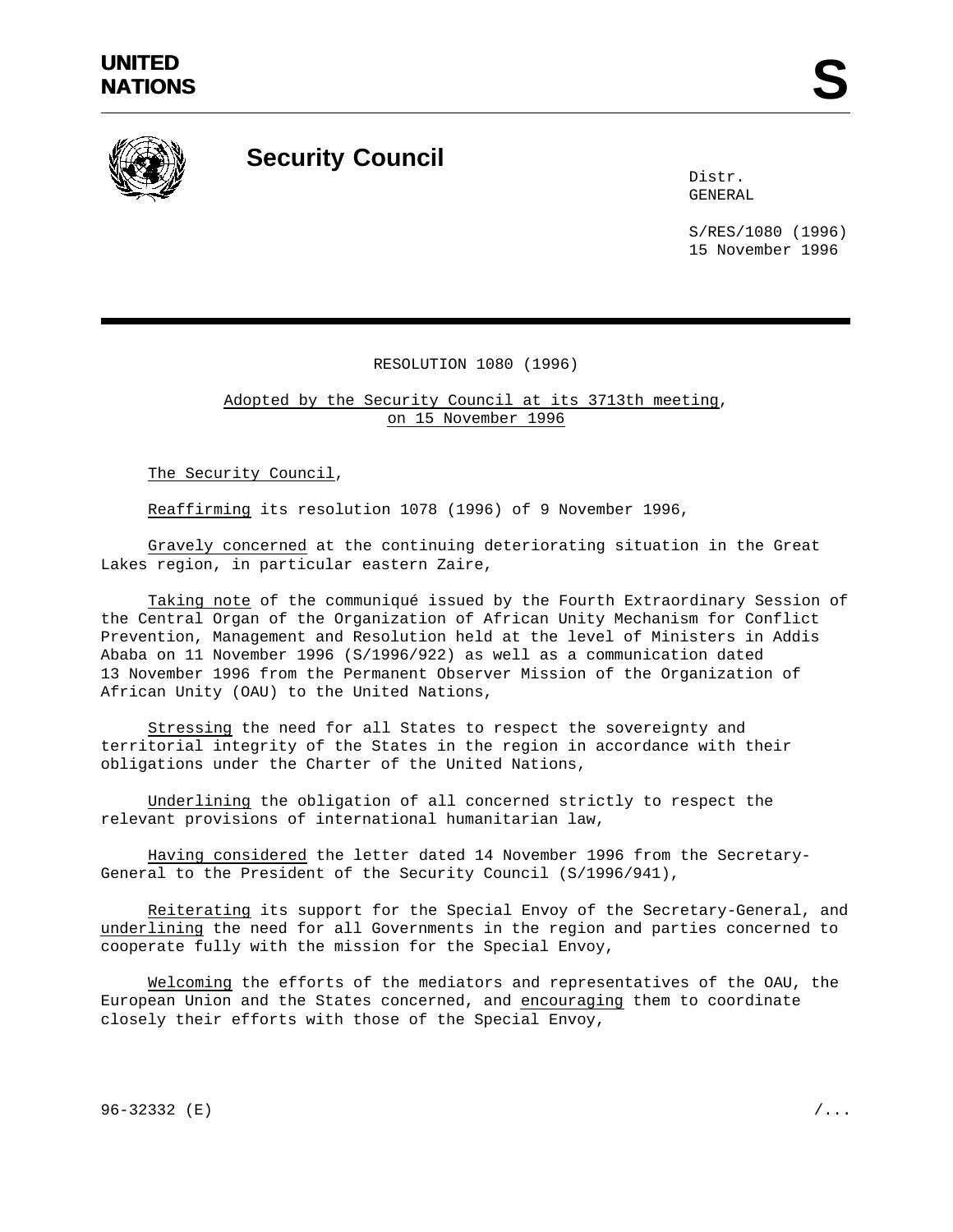UNITED NATIONS

# Security Council

Distr.
GENERAL

S/RES/1080 (1996)
15 November 1996

RESOLUTION 1080 (1996)

Adopted by the Security Council at its 3713th meeting, on 15 November 1996

The Security Council,

Reaffirming its resolution 1078 (1996) of 9 November 1996,

Gravely concerned at the continuing deteriorating situation in the Great Lakes region, in particular eastern Zaire,

Taking note of the communiqué issued by the Fourth Extraordinary Session of the Central Organ of the Organization of African Unity Mechanism for Conflict Prevention, Management and Resolution held at the level of Ministers in Addis Ababa on 11 November 1996 (S/1996/922) as well as a communication dated 13 November 1996 from the Permanent Observer Mission of the Organization of African Unity (OAU) to the United Nations,

Stressing the need for all States to respect the sovereignty and territorial integrity of the States in the region in accordance with their obligations under the Charter of the United Nations,

Underlining the obligation of all concerned strictly to respect the relevant provisions of international humanitarian law,

Having considered the letter dated 14 November 1996 from the Secretary-General to the President of the Security Council (S/1996/941),

Reiterating its support for the Special Envoy of the Secretary-General, and underlining the need for all Governments in the region and parties concerned to cooperate fully with the mission for the Special Envoy,

Welcoming the efforts of the mediators and representatives of the OAU, the European Union and the States concerned, and encouraging them to coordinate closely their efforts with those of the Special Envoy,

96-32332 (E)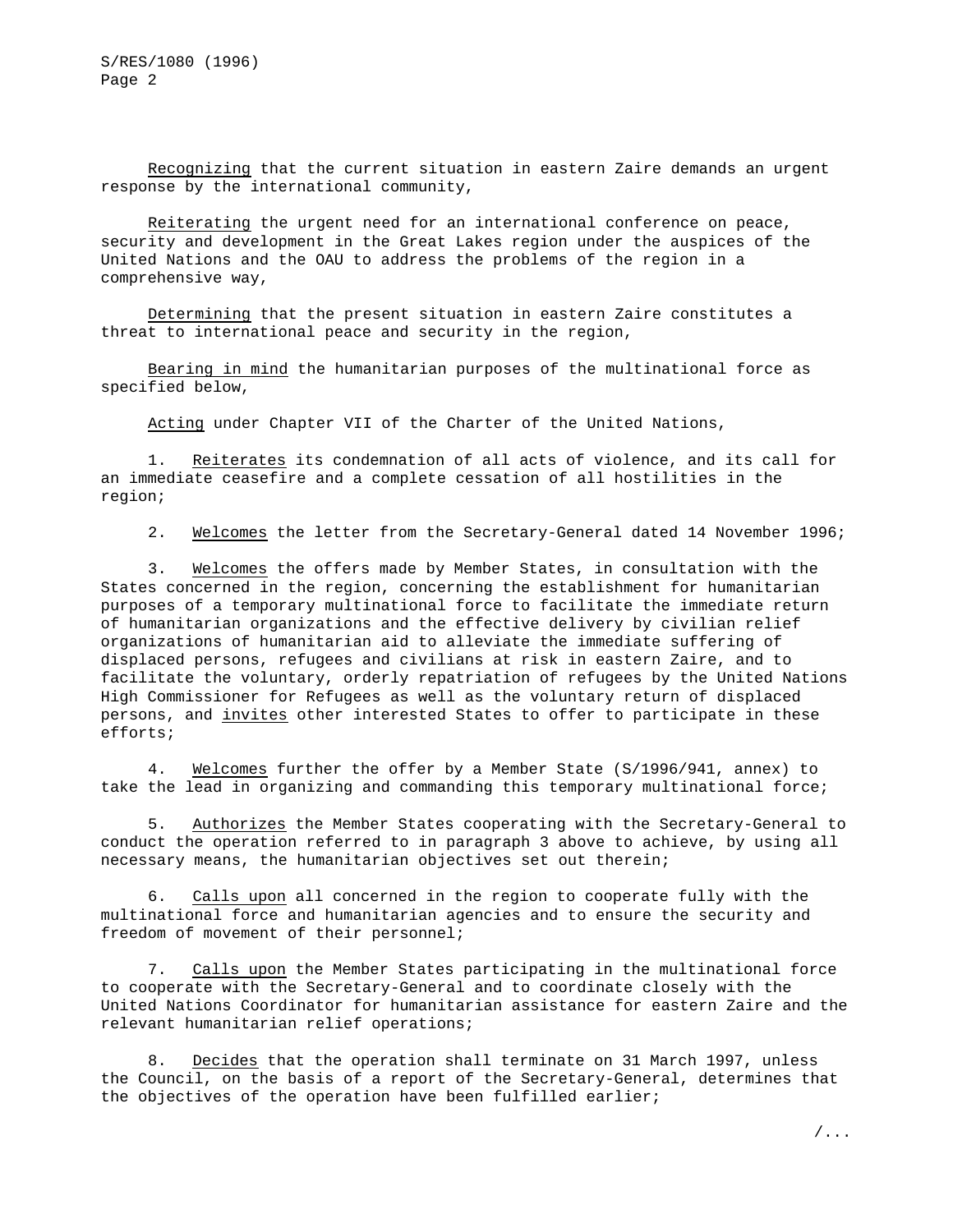*Recognizing* that the current situation in eastern Zaire demands an urgent response by the international community,

*Reiterating* the urgent need for an international conference on peace, security and development in the Great Lakes region under the auspices of the United Nations and the OAU to address the problems of the region in a comprehensive way,

*Determining* that the present situation in eastern Zaire constitutes a threat to international peace and security in the region,

*Bearing in mind* the humanitarian purposes of the multinational force as specified below,

*Acting* under Chapter VII of the Charter of the United Nations,

1. *Reiterates* its condemnation of all acts of violence, and its call for an immediate ceasefire and a complete cessation of all hostilities in the region;

2. *Welcomes* the letter from the Secretary-General dated 14 November 1996;

3. *Welcomes* the offers made by Member States, in consultation with the States concerned in the region, concerning the establishment for humanitarian purposes of a temporary multinational force to facilitate the immediate return of humanitarian organizations and the effective delivery by civilian relief organizations of humanitarian aid to alleviate the immediate suffering of displaced persons, refugees and civilians at risk in eastern Zaire, and to facilitate the voluntary, orderly repatriation of refugees by the United Nations High Commissioner for Refugees as well as the voluntary return of displaced persons, and *invites* other interested States to offer to participate in these efforts;

4. *Welcomes* further the offer by a Member State (S/1996/941, annex) to take the lead in organizing and commanding this temporary multinational force;

5. *Authorizes* the Member States cooperating with the Secretary-General to conduct the operation referred to in paragraph 3 above to achieve, by using all necessary means, the humanitarian objectives set out therein;

6. *Calls upon* all concerned in the region to cooperate fully with the multinational force and humanitarian agencies and to ensure the security and freedom of movement of their personnel;

7. *Calls upon* the Member States participating in the multinational force to cooperate with the Secretary-General and to coordinate closely with the United Nations Coordinator for humanitarian assistance for eastern Zaire and the relevant humanitarian relief operations;

8. *Decides* that the operation shall terminate on 31 March 1997, unless the Council, on the basis of a report of the Secretary-General, determines that the objectives of the operation have been fulfilled earlier;

/...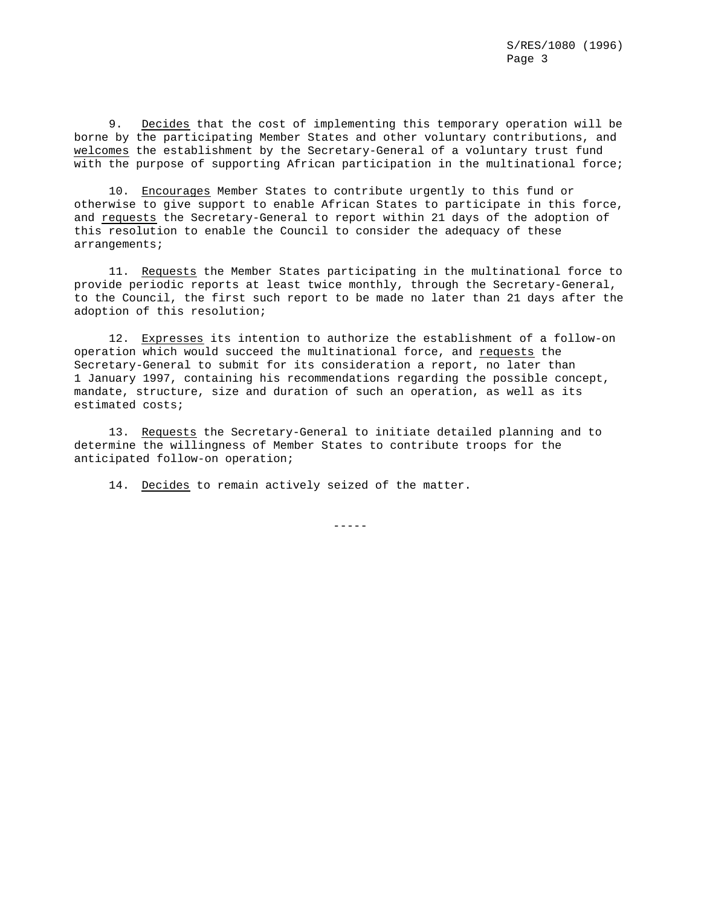9. _Decides_ that the cost of implementing this temporary operation will be borne by the participating Member States and other voluntary contributions, and _welcomes_ the establishment by the Secretary-General of a voluntary trust fund with the purpose of supporting African participation in the multinational force;

10. _Encourages_ Member States to contribute urgently to this fund or otherwise to give support to enable African States to participate in this force, and _requests_ the Secretary-General to report within 21 days of the adoption of this resolution to enable the Council to consider the adequacy of these arrangements;

11. _Requests_ the Member States participating in the multinational force to provide periodic reports at least twice monthly, through the Secretary-General, to the Council, the first such report to be made no later than 21 days after the adoption of this resolution;

12. _Expresses_ its intention to authorize the establishment of a follow-on operation which would succeed the multinational force, and _requests_ the Secretary-General to submit for its consideration a report, no later than 1 January 1997, containing his recommendations regarding the possible concept, mandate, structure, size and duration of such an operation, as well as its estimated costs;

13. _Requests_ the Secretary-General to initiate detailed planning and to determine the willingness of Member States to contribute troops for the anticipated follow-on operation;

14. _Decides_ to remain actively seized of the matter.

-----